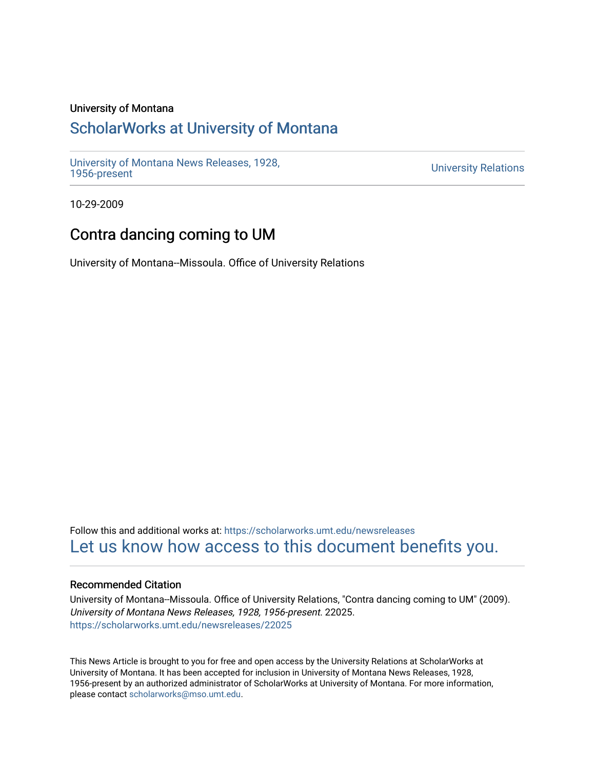University of Montana

# ScholarWorks at University of Montana

University of Montana News Releases, 1928, 1956-present

University Relations

10-29-2009

## Contra dancing coming to UM

University of Montana--Missoula. Office of University Relations

Follow this and additional works at: https://scholarworks.umt.edu/newsreleases

Let us know how access to this document benefits you.

### Recommended Citation

University of Montana--Missoula. Office of University Relations, "Contra dancing coming to UM" (2009). *University of Montana News Releases, 1928, 1956-present*. 22025.
https://scholarworks.umt.edu/newsreleases/22025

This News Article is brought to you for free and open access by the University Relations at ScholarWorks at University of Montana. It has been accepted for inclusion in University of Montana News Releases, 1928, 1956-present by an authorized administrator of ScholarWorks at University of Montana. For more information, please contact scholarworks@mso.umt.edu.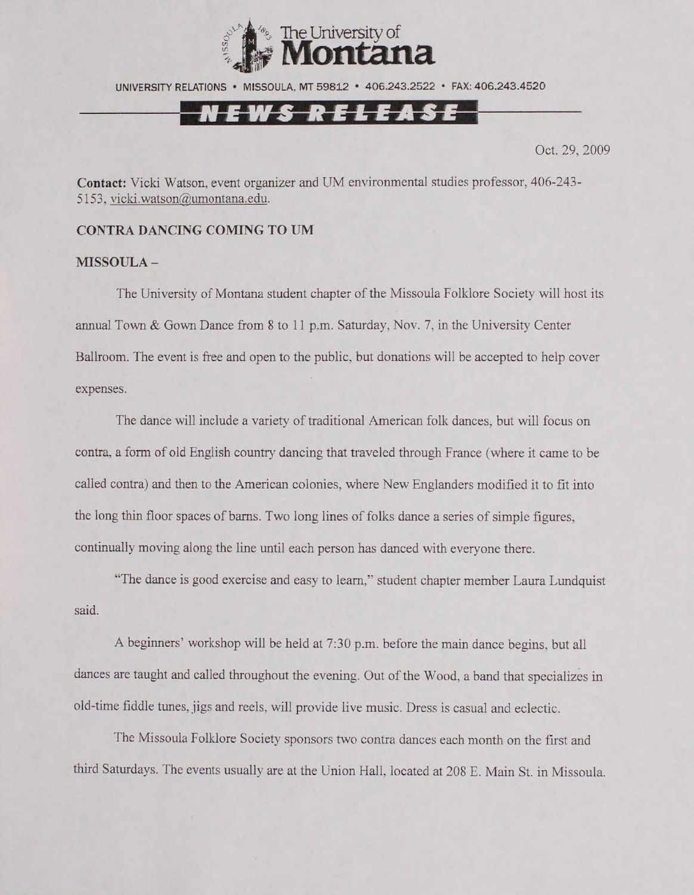The University of Montana

UNIVERSITY RELATIONS • MISSOULA, MT 59812 • 406.243.2522 • FAX: 406.243.4520

NEWS RELEASE

Oct. 29, 2009

**Contact:** Vicki Watson, event organizer and UM environmental studies professor, 406-243-5153, vicki.watson@umontana.edu.

**CONTRA DANCING COMING TO UM**

**MISSOULA –**

The University of Montana student chapter of the Missoula Folklore Society will host its annual Town & Gown Dance from 8 to 11 p.m. Saturday, Nov. 7, in the University Center Ballroom. The event is free and open to the public, but donations will be accepted to help cover expenses.

The dance will include a variety of traditional American folk dances, but will focus on contra, a form of old English country dancing that traveled through France (where it came to be called contra) and then to the American colonies, where New Englanders modified it to fit into the long thin floor spaces of barns. Two long lines of folks dance a series of simple figures, continually moving along the line until each person has danced with everyone there.

"The dance is good exercise and easy to learn," student chapter member Laura Lundquist said.

A beginners' workshop will be held at 7:30 p.m. before the main dance begins, but all dances are taught and called throughout the evening. Out of the Wood, a band that specializes in old-time fiddle tunes, jigs and reels, will provide live music. Dress is casual and eclectic.

The Missoula Folklore Society sponsors two contra dances each month on the first and third Saturdays. The events usually are at the Union Hall, located at 208 E. Main St. in Missoula.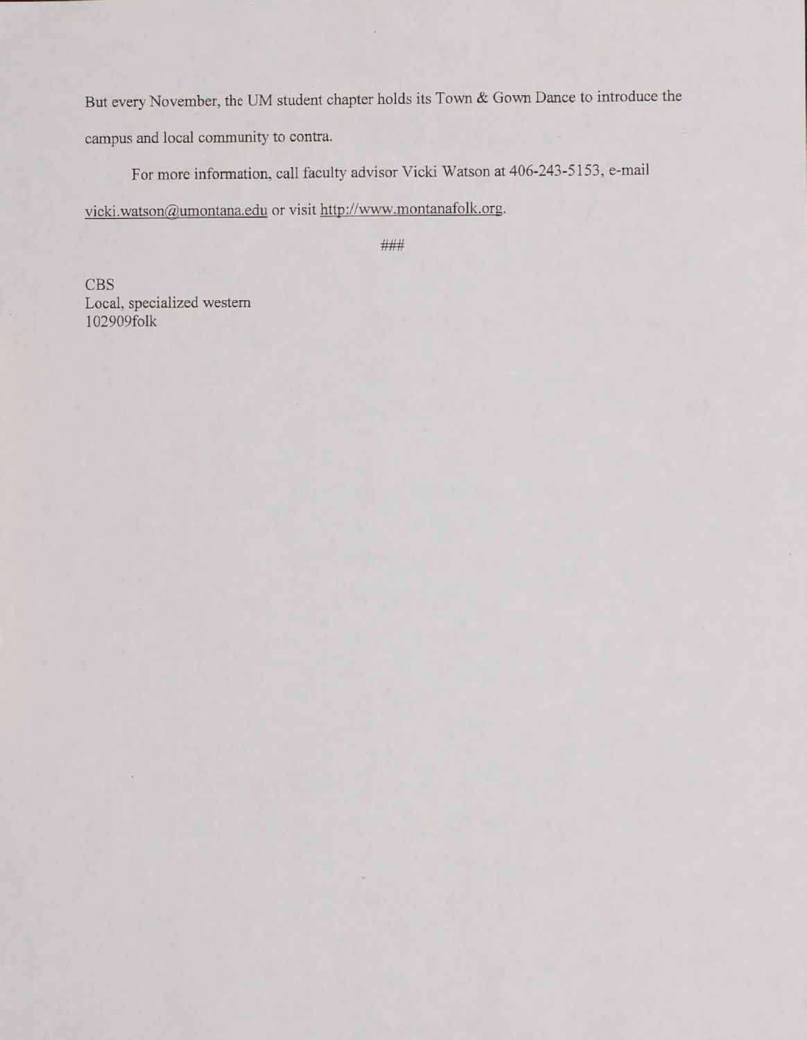But every November, the UM student chapter holds its Town & Gown Dance to introduce the campus and local community to contra.

For more information, call faculty advisor Vicki Watson at 406-243-5153, e-mail vicki.watson@umontana.edu or visit http://www.montanafolk.org.

###

CBS
Local, specialized western
102909folk